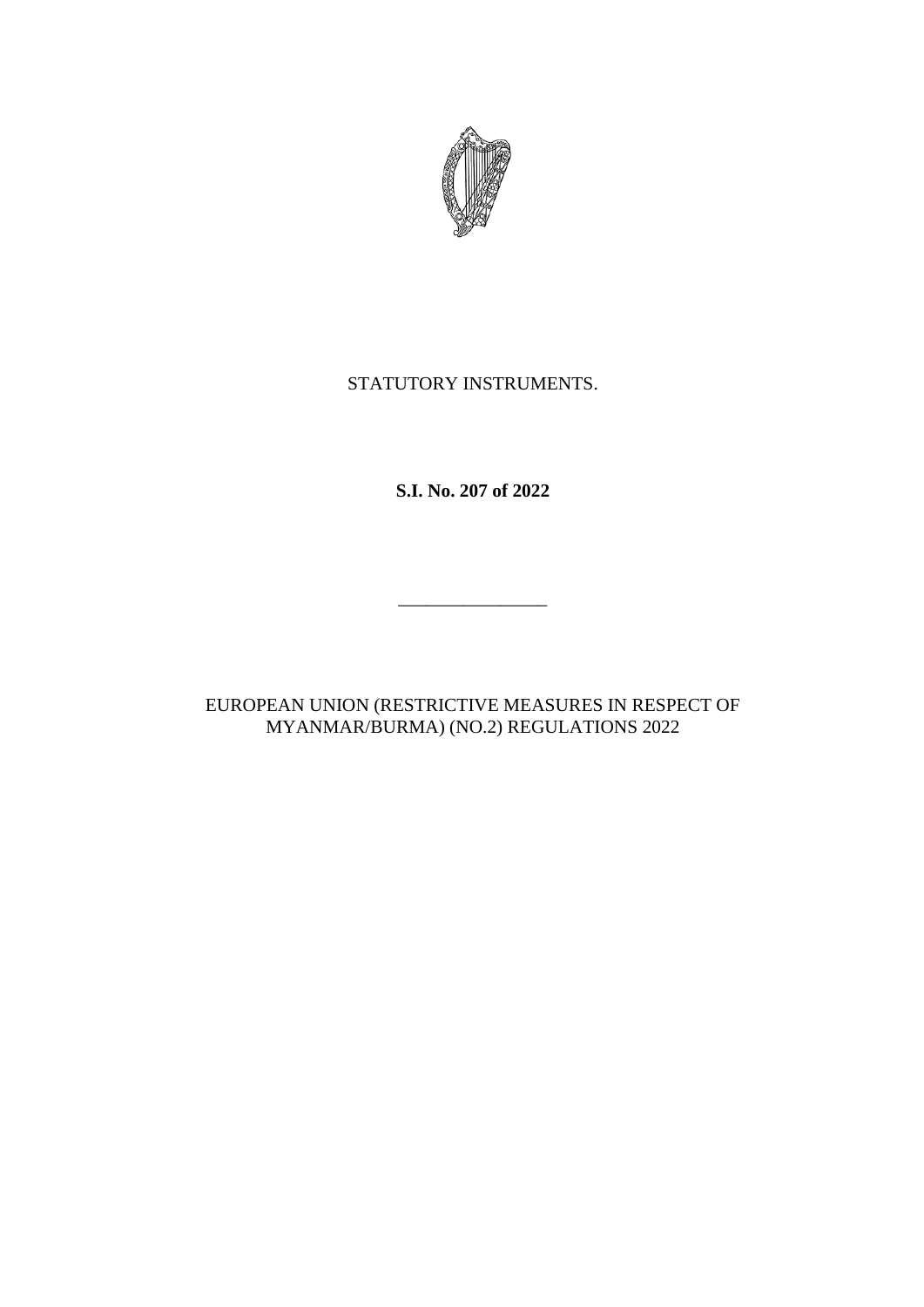STATUTORY INSTRUMENTS.

**S.I. No. 207 of 2022**

---

EUROPEAN UNION (RESTRICTIVE MEASURES IN RESPECT OF MYANMAR/BURMA) (NO.2) REGULATIONS 2022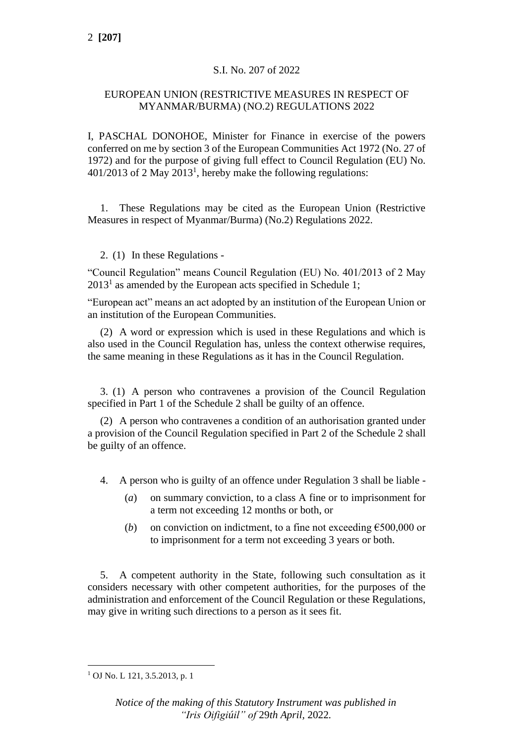S.I. No. 207 of 2022

EUROPEAN UNION (RESTRICTIVE MEASURES IN RESPECT OF MYANMAR/BURMA) (NO.2) REGULATIONS 2022

I, PASCHAL DONOHOE, Minister for Finance in exercise of the powers conferred on me by section 3 of the European Communities Act 1972 (No. 27 of 1972) and for the purpose of giving full effect to Council Regulation (EU) No. 401/2013 of 2 May 2013[1], hereby make the following regulations:

1. These Regulations may be cited as the European Union (Restrictive Measures in respect of Myanmar/Burma) (No.2) Regulations 2022.

2. (1) In these Regulations -

“Council Regulation” means Council Regulation (EU) No. 401/2013 of 2 May 2013[1] as amended by the European acts specified in Schedule 1;

“European act” means an act adopted by an institution of the European Union or an institution of the European Communities.

(2) A word or expression which is used in these Regulations and which is also used in the Council Regulation has, unless the context otherwise requires, the same meaning in these Regulations as it has in the Council Regulation.

3. (1) A person who contravenes a provision of the Council Regulation specified in Part 1 of the Schedule 2 shall be guilty of an offence.

(2) A person who contravenes a condition of an authorisation granted under a provision of the Council Regulation specified in Part 2 of the Schedule 2 shall be guilty of an offence.

4. A person who is guilty of an offence under Regulation 3 shall be liable -

(*a*) on summary conviction, to a class A fine or to imprisonment for a term not exceeding 12 months or both, or

(*b*) on conviction on indictment, to a fine not exceeding €500,000 or to imprisonment for a term not exceeding 3 years or both.

5. A competent authority in the State, following such consultation as it considers necessary with other competent authorities, for the purposes of the administration and enforcement of the Council Regulation or these Regulations, may give in writing such directions to a person as it sees fit.

[1] OJ No. L 121, 3.5.2013, p. 1

*Notice of the making of this Statutory Instrument was published in “Iris Oifigiúil” of 29th April, 2022.*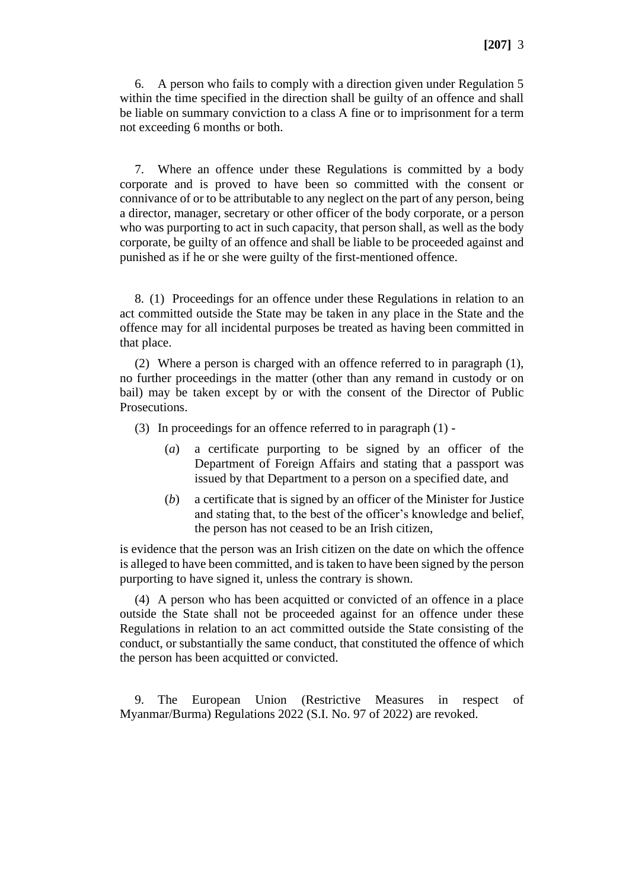6. A person who fails to comply with a direction given under Regulation 5 within the time specified in the direction shall be guilty of an offence and shall be liable on summary conviction to a class A fine or to imprisonment for a term not exceeding 6 months or both.

7. Where an offence under these Regulations is committed by a body corporate and is proved to have been so committed with the consent or connivance of or to be attributable to any neglect on the part of any person, being a director, manager, secretary or other officer of the body corporate, or a person who was purporting to act in such capacity, that person shall, as well as the body corporate, be guilty of an offence and shall be liable to be proceeded against and punished as if he or she were guilty of the first-mentioned offence.

8. (1) Proceedings for an offence under these Regulations in relation to an act committed outside the State may be taken in any place in the State and the offence may for all incidental purposes be treated as having been committed in that place.

(2) Where a person is charged with an offence referred to in paragraph (1), no further proceedings in the matter (other than any remand in custody or on bail) may be taken except by or with the consent of the Director of Public Prosecutions.

(3) In proceedings for an offence referred to in paragraph (1) -

(*a*) a certificate purporting to be signed by an officer of the Department of Foreign Affairs and stating that a passport was issued by that Department to a person on a specified date, and

(*b*) a certificate that is signed by an officer of the Minister for Justice and stating that, to the best of the officer's knowledge and belief, the person has not ceased to be an Irish citizen,

is evidence that the person was an Irish citizen on the date on which the offence is alleged to have been committed, and is taken to have been signed by the person purporting to have signed it, unless the contrary is shown.

(4) A person who has been acquitted or convicted of an offence in a place outside the State shall not be proceeded against for an offence under these Regulations in relation to an act committed outside the State consisting of the conduct, or substantially the same conduct, that constituted the offence of which the person has been acquitted or convicted.

9. The European Union (Restrictive Measures in respect of Myanmar/Burma) Regulations 2022 (S.I. No. 97 of 2022) are revoked.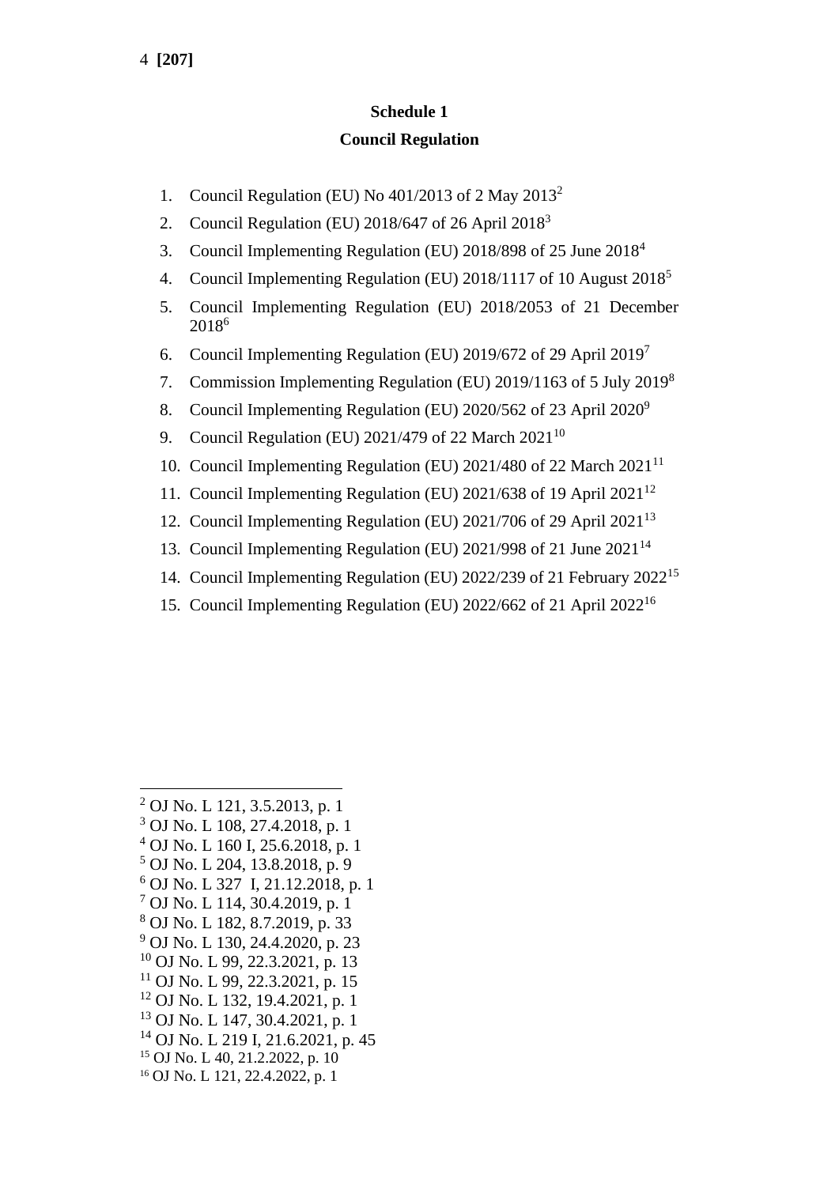## Schedule 1

## Council Regulation

1. Council Regulation (EU) No 401/2013 of 2 May 2013[2]
2. Council Regulation (EU) 2018/647 of 26 April 2018[3]
3. Council Implementing Regulation (EU) 2018/898 of 25 June 2018[4]
4. Council Implementing Regulation (EU) 2018/1117 of 10 August 2018[5]
5. Council Implementing Regulation (EU) 2018/2053 of 21 December 2018[6]
6. Council Implementing Regulation (EU) 2019/672 of 29 April 2019[7]
7. Commission Implementing Regulation (EU) 2019/1163 of 5 July 2019[8]
8. Council Implementing Regulation (EU) 2020/562 of 23 April 2020[9]
9. Council Regulation (EU) 2021/479 of 22 March 2021[10]
10. Council Implementing Regulation (EU) 2021/480 of 22 March 2021[11]
11. Council Implementing Regulation (EU) 2021/638 of 19 April 2021[12]
12. Council Implementing Regulation (EU) 2021/706 of 29 April 2021[13]
13. Council Implementing Regulation (EU) 2021/998 of 21 June 2021[14]
14. Council Implementing Regulation (EU) 2022/239 of 21 February 2022[15]
15. Council Implementing Regulation (EU) 2022/662 of 21 April 2022[16]

---

[2] OJ No. L 121, 3.5.2013, p. 1
[3] OJ No. L 108, 27.4.2018, p. 1
[4] OJ No. L 160 I, 25.6.2018, p. 1
[5] OJ No. L 204, 13.8.2018, p. 9
[6] OJ No. L 327 I, 21.12.2018, p. 1
[7] OJ No. L 114, 30.4.2019, p. 1
[8] OJ No. L 182, 8.7.2019, p. 33
[9] OJ No. L 130, 24.4.2020, p. 23
[10] OJ No. L 99, 22.3.2021, p. 13
[11] OJ No. L 99, 22.3.2021, p. 15
[12] OJ No. L 132, 19.4.2021, p. 1
[13] OJ No. L 147, 30.4.2021, p. 1
[14] OJ No. L 219 I, 21.6.2021, p. 45
[15] OJ No. L 40, 21.2.2022, p. 10
[16] OJ No. L 121, 22.4.2022, p. 1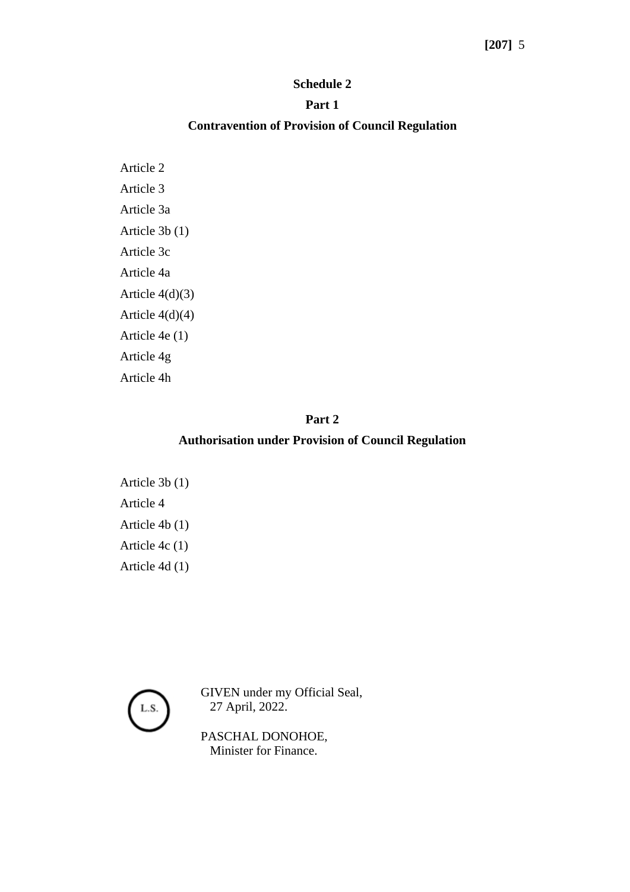## Schedule 2

### Part 1

### Contravention of Provision of Council Regulation

Article 2

Article 3

Article 3a

Article 3b (1)

Article 3c

Article 4a

Article 4(d)(3)

Article 4(d)(4)

Article 4e (1)

Article 4g

Article 4h

### Part 2

### Authorisation under Provision of Council Regulation

Article 3b (1)

Article 4

Article 4b (1)

Article 4c (1)

Article 4d (1)

L.S.

GIVEN under my Official Seal,
27 April, 2022.

PASCHAL DONOHOE,
Minister for Finance.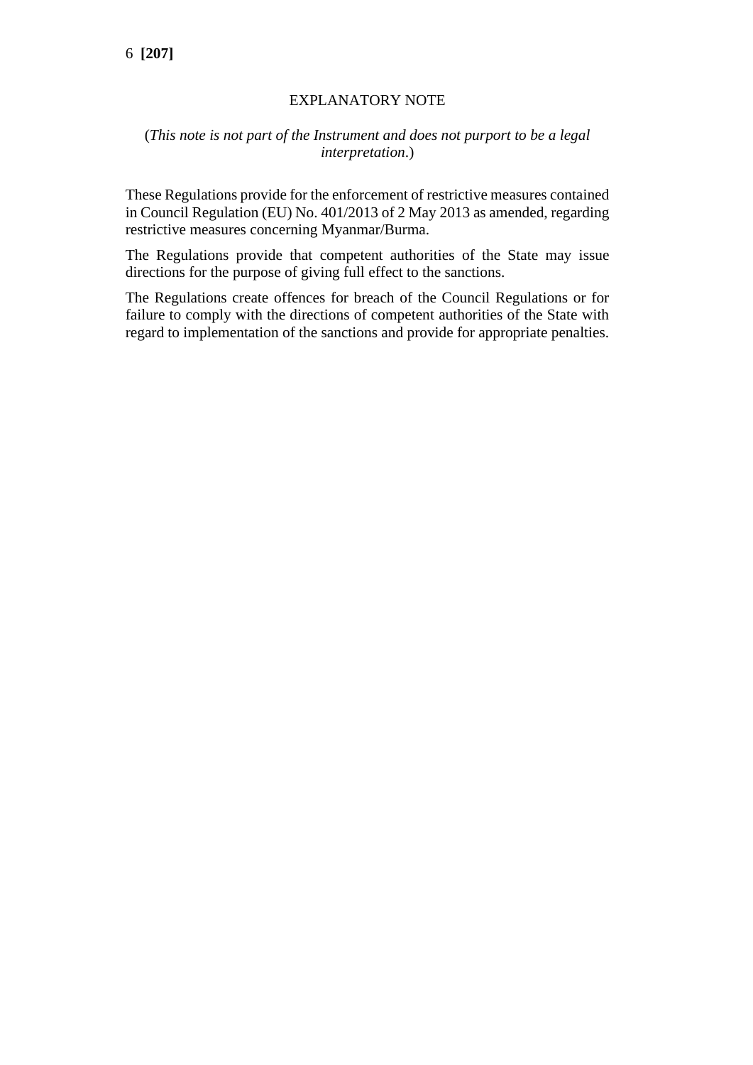## EXPLANATORY NOTE

(*This note is not part of the Instrument and does not purport to be a legal interpretation*.)

These Regulations provide for the enforcement of restrictive measures contained in Council Regulation (EU) No. 401/2013 of 2 May 2013 as amended, regarding restrictive measures concerning Myanmar/Burma.

The Regulations provide that competent authorities of the State may issue directions for the purpose of giving full effect to the sanctions.

The Regulations create offences for breach of the Council Regulations or for failure to comply with the directions of competent authorities of the State with regard to implementation of the sanctions and provide for appropriate penalties.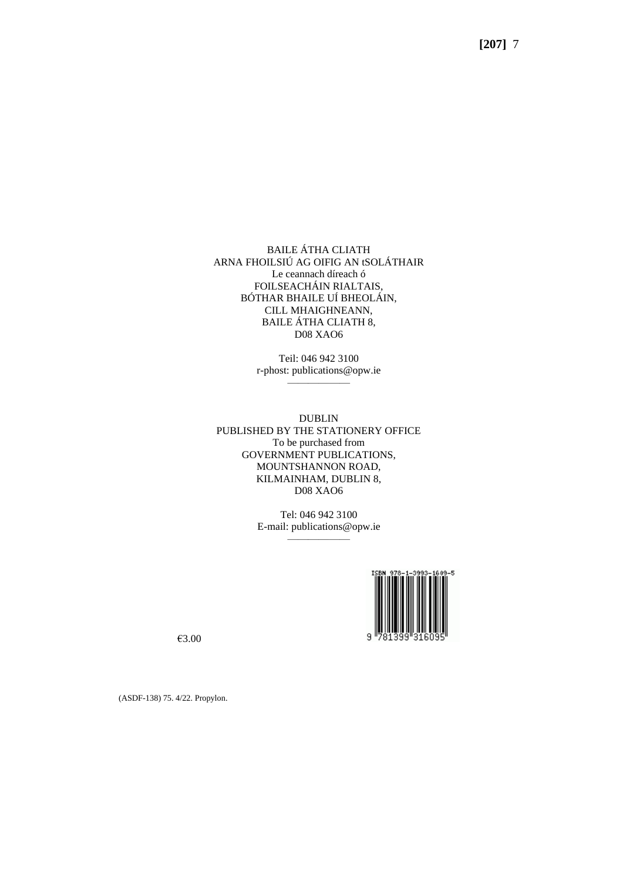BAILE ÁTHA CLIATH
ARNA FHOILSIÚ AG OIFIG AN tSOLÁTHAIR
Le ceannach díreach ó
FOILSEACHÁIN RIALTAIS,
BÓTHAR BHAILE UÍ BHEOLÁIN,
CILL MHAIGHNEANN,
BAILE ÁTHA CLIATH 8,
D08 XAO6

Teil: 046 942 3100
r-phost: publications@opw.ie

---

DUBLIN
PUBLISHED BY THE STATIONERY OFFICE
To be purchased from
GOVERNMENT PUBLICATIONS,
MOUNTSHANNON ROAD,
KILMAINHAM, DUBLIN 8,
D08 XAO6

Tel: 046 942 3100
E-mail: publications@opw.ie

---

ISBN 978-1-3993-1609-5

9 781399 316095

€3.00

(ASDF-138) 75. 4/22. Propylon.